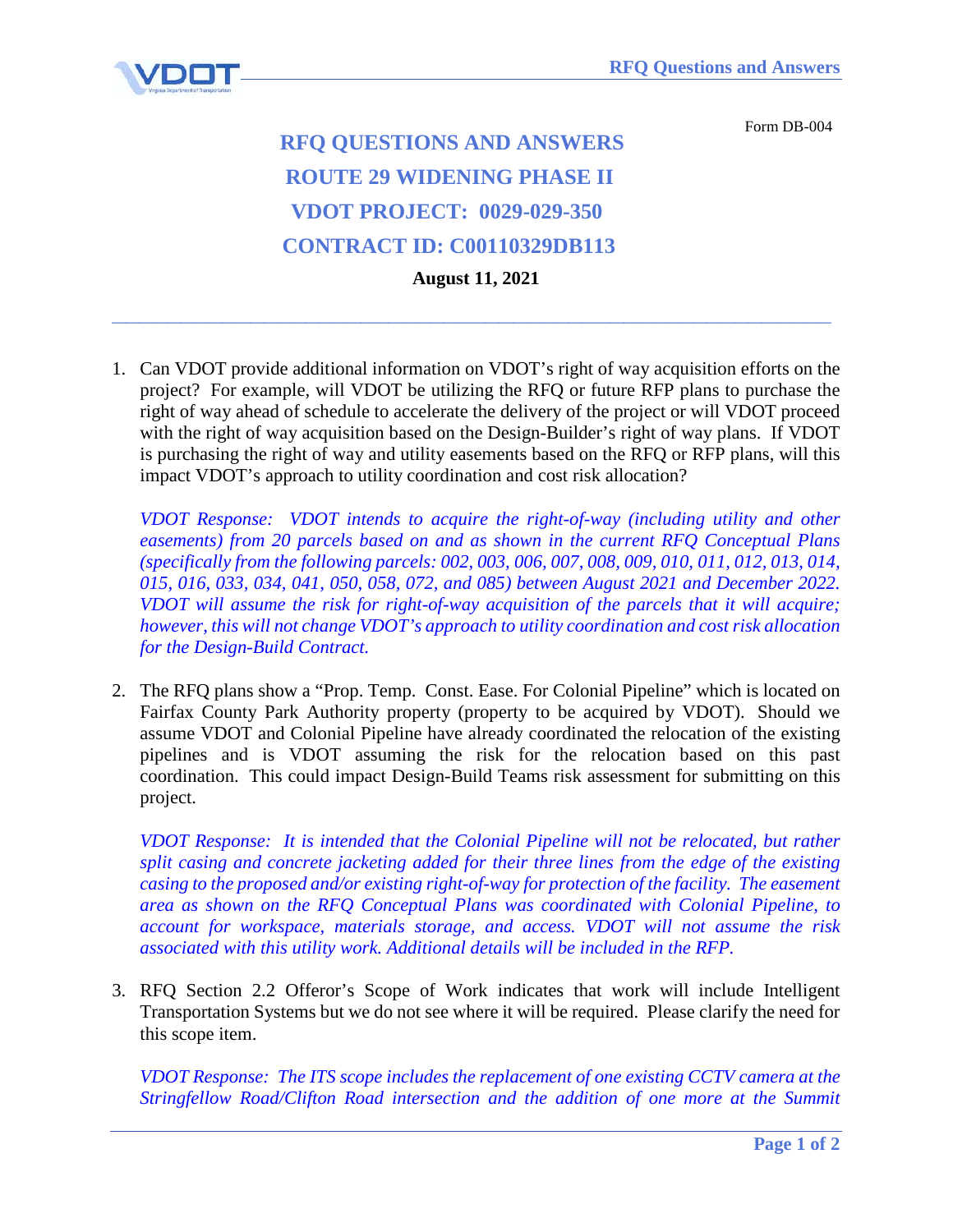Form DB-004

# RFQ QUESTIONS AND ANSWERS
# ROUTE 29 WIDENING PHASE II
# VDOT PROJECT: 0029-029-350
# CONTRACT ID: C00110329DB113

**August 11, 2021**

---

1. Can VDOT provide additional information on VDOT's right of way acquisition efforts on the project? For example, will VDOT be utilizing the RFQ or future RFP plans to purchase the right of way ahead of schedule to accelerate the delivery of the project or will VDOT proceed with the right of way acquisition based on the Design-Builder's right of way plans. If VDOT is purchasing the right of way and utility easements based on the RFQ or RFP plans, will this impact VDOT's approach to utility coordination and cost risk allocation?

   *VDOT Response: VDOT intends to acquire the right-of-way (including utility and other easements) from 20 parcels based on and as shown in the current RFQ Conceptual Plans (specifically from the following parcels: 002, 003, 006, 007, 008, 009, 010, 011, 012, 013, 014, 015, 016, 033, 034, 041, 050, 058, 072, and 085) between August 2021 and December 2022. VDOT will assume the risk for right-of-way acquisition of the parcels that it will acquire; however, this will not change VDOT's approach to utility coordination and cost risk allocation for the Design-Build Contract.*

2. The RFQ plans show a "Prop. Temp. Const. Ease. For Colonial Pipeline" which is located on Fairfax County Park Authority property (property to be acquired by VDOT). Should we assume VDOT and Colonial Pipeline have already coordinated the relocation of the existing pipelines and is VDOT assuming the risk for the relocation based on this past coordination. This could impact Design-Build Teams risk assessment for submitting on this project.

   *VDOT Response: It is intended that the Colonial Pipeline will not be relocated, but rather split casing and concrete jacketing added for their three lines from the edge of the existing casing to the proposed and/or existing right-of-way for protection of the facility. The easement area as shown on the RFQ Conceptual Plans was coordinated with Colonial Pipeline, to account for workspace, materials storage, and access. VDOT will not assume the risk associated with this utility work. Additional details will be included in the RFP.*

3. RFQ Section 2.2 Offeror's Scope of Work indicates that work will include Intelligent Transportation Systems but we do not see where it will be required. Please clarify the need for this scope item.

   *VDOT Response: The ITS scope includes the replacement of one existing CCTV camera at the Stringfellow Road/Clifton Road intersection and the addition of one more at the Summit*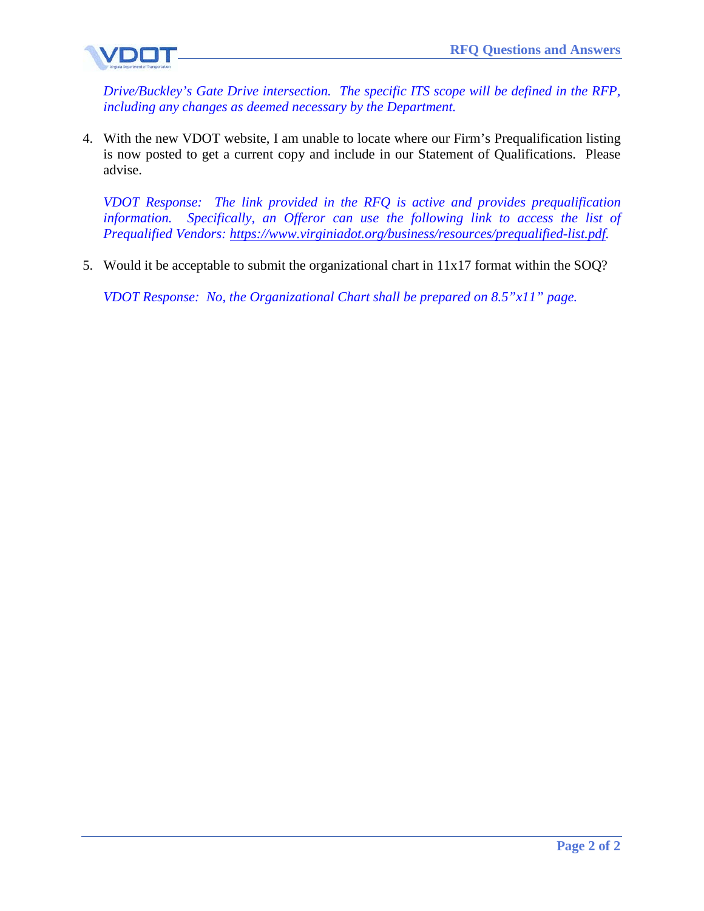*Drive/Buckley's Gate Drive intersection. The specific ITS scope will be defined in the RFP, including any changes as deemed necessary by the Department.*

4. With the new VDOT website, I am unable to locate where our Firm's Prequalification listing is now posted to get a current copy and include in our Statement of Qualifications. Please advise.

   *VDOT Response: The link provided in the RFQ is active and provides prequalification information. Specifically, an Offeror can use the following link to access the list of Prequalified Vendors: https://www.virginiadot.org/business/resources/prequalified-list.pdf.*

5. Would it be acceptable to submit the organizational chart in 11x17 format within the SOQ?

   *VDOT Response: No, the Organizational Chart shall be prepared on 8.5"x11" page.*